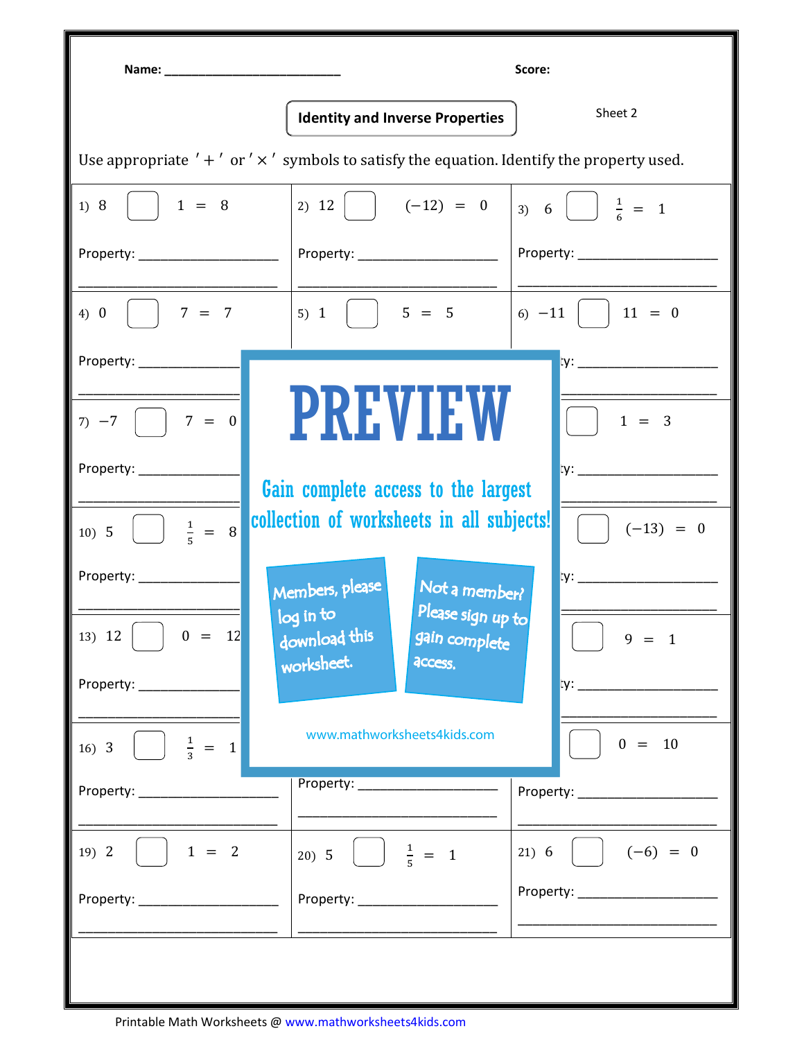Name: ___________________________ Score:

## Identity and Inverse Properties

Sheet 2

Use appropriate ' + ' or ' × ' symbols to satisfy the equation. Identify the property used.

| | | |
|---|---|---|
| 1) $8 \; \square \; 1 = 8$<br>Property: ________________ | 2) $12 \; \square \; (-12) = 0$<br>Property: ________________ | 3) $6 \; \square \; \frac{1}{6} = 1$<br>Property: ________________ |
| 4) $0 \; \square \; 7 = 7$<br>Property: ________________ | 5) $1 \; \square \; 5 = 5$ | 6) $-11 \; \square \; 11 = 0$<br>ty: ________________ |
| 7) $-7 \; \square \; 7 = 0$<br>Property: ________________ | | $\square \; 1 = 3$<br>ty: ________________ |
| 10) $5 \; \square \; \frac{1}{5} = 8$<br>Property: ________________ | | $\square \; (-13) = 0$<br>ty: ________________ |
| 13) $12 \; \square \; 0 = 12$<br>Property: ________________ | | $\square \; 9 = 1$<br>ty: ________________ |
| 16) $3 \; \square \; \frac{1}{3} = 1$<br>Property: ________________ | Property: ________________ | $\square \; 0 = 10$<br>Property: ________________ |
| 19) $2 \; \square \; 1 = 2$<br>Property: ________________ | 20) $5 \; \square \; \frac{1}{5} = 1$<br>Property: ________________ | 21) $6 \; \square \; (-6) = 0$<br>Property: ________________ |

PREVIEW

Gain complete access to the largest collection of worksheets in all subjects!

Members, please log in to download this worksheet.

Not a member? Please sign up to gain complete access.

www.mathworksheets4kids.com

Printable Math Worksheets @ www.mathworksheets4kids.com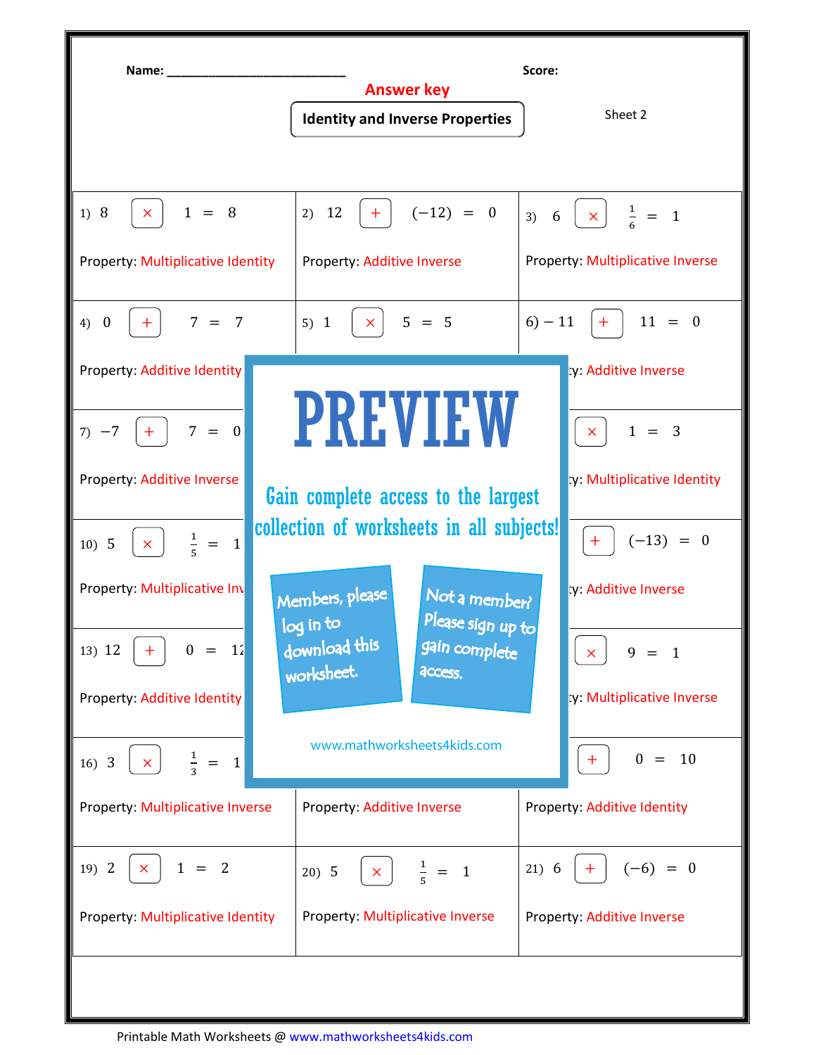Name: ___________________________ Score:

**Answer key**

## Identity and Inverse Properties

Sheet 2

| | | |
|---|---|---|
| 1) $8 \times 1 = 8$ <br> Property: Multiplicative Identity | 2) $12 + (-12) = 0$ <br> Property: Additive Inverse | 3) $6 \times \frac{1}{6} = 1$ <br> Property: Multiplicative Inverse |
| 4) $0 + 7 = 7$ <br> Property: Additive Identity | 5) $1 \times 5 = 5$ | 6) $-11 + 11 = 0$ <br> ty: Additive Inverse |
| 7) $-7 + 7 = 0$ <br> Property: Additive Inverse | | $\times 1 = 3$ <br> ty: Multiplicative Identity |
| 10) $5 \times \frac{1}{5} = 1$ <br> Property: Multiplicative Inv | | $+ (-13) = 0$ <br> ty: Additive Inverse |
| 13) $12 + 0 = 12$ <br> Property: Additive Identity | | $\times 9 = 1$ <br> ty: Multiplicative Inverse |
| 16) $3 \times \frac{1}{3} = 1$ <br> Property: Multiplicative Inverse | Property: Additive Inverse | $+ 0 = 10$ <br> Property: Additive Identity |
| 19) $2 \times 1 = 2$ <br> Property: Multiplicative Identity | 20) $5 \times \frac{1}{5} = 1$ <br> Property: Multiplicative Inverse | 21) $6 + (-6) = 0$ <br> Property: Additive Inverse |

**PREVIEW**

Gain complete access to the largest collection of worksheets in all subjects!

Members, please log in to download this worksheet.

Not a member? Please sign up to gain complete access.

www.mathworksheets4kids.com

Printable Math Worksheets @ www.mathworksheets4kids.com